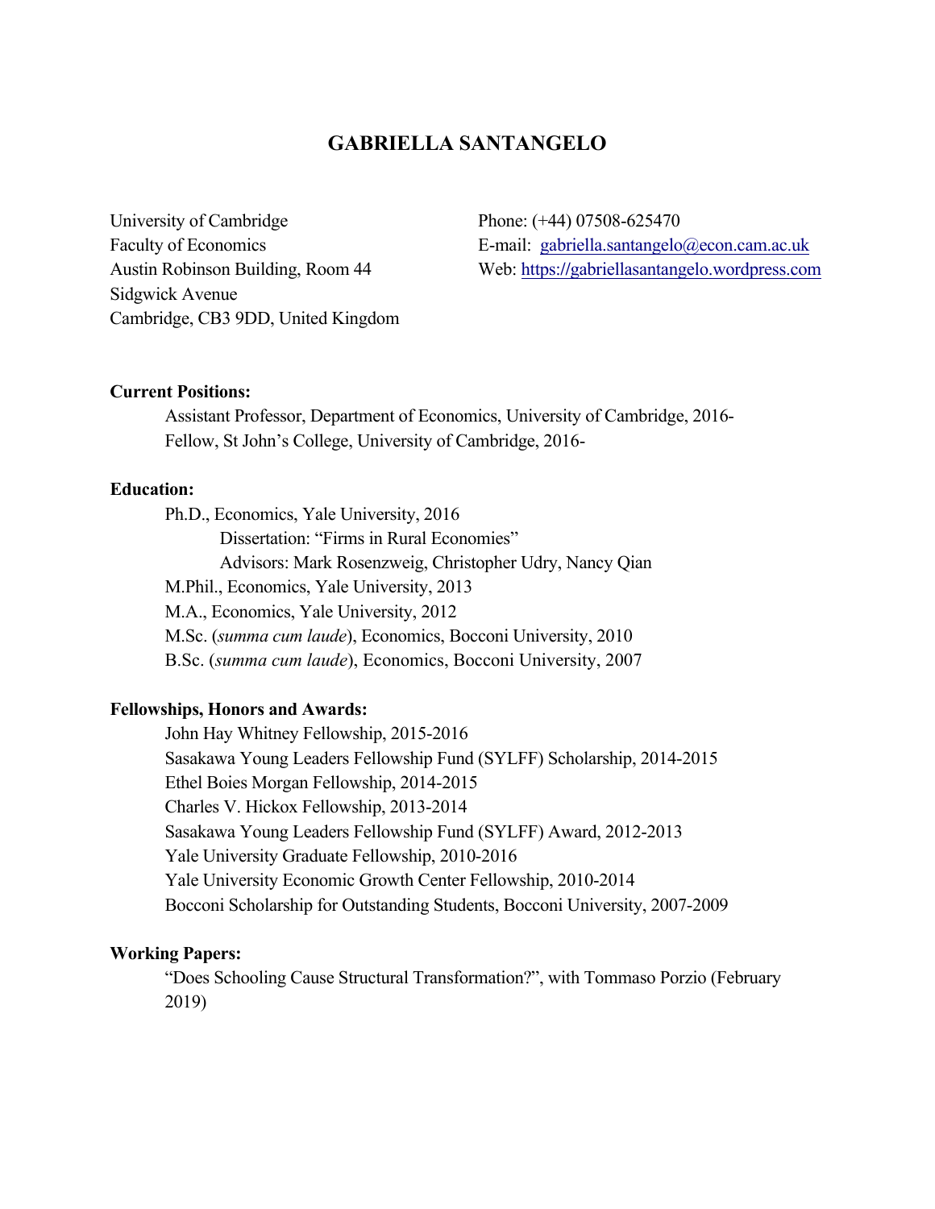# GABRIELLA SANTANGELO

University of Cambridge
Faculty of Economics
Austin Robinson Building, Room 44
Sidgwick Avenue
Cambridge, CB3 9DD, United Kingdom

Phone: (+44) 07508-625470
E-mail: gabriella.santangelo@econ.cam.ac.uk
Web: https://gabriellasantangelo.wordpress.com

**Current Positions:**

Assistant Professor, Department of Economics, University of Cambridge, 2016-
Fellow, St John's College, University of Cambridge, 2016-

**Education:**

Ph.D., Economics, Yale University, 2016
Dissertation: "Firms in Rural Economies"
Advisors: Mark Rosenzweig, Christopher Udry, Nancy Qian
M.Phil., Economics, Yale University, 2013
M.A., Economics, Yale University, 2012
M.Sc. (*summa cum laude*), Economics, Bocconi University, 2010
B.Sc. (*summa cum laude*), Economics, Bocconi University, 2007

**Fellowships, Honors and Awards:**

John Hay Whitney Fellowship, 2015-2016
Sasakawa Young Leaders Fellowship Fund (SYLFF) Scholarship, 2014-2015
Ethel Boies Morgan Fellowship, 2014-2015
Charles V. Hickox Fellowship, 2013-2014
Sasakawa Young Leaders Fellowship Fund (SYLFF) Award, 2012-2013
Yale University Graduate Fellowship, 2010-2016
Yale University Economic Growth Center Fellowship, 2010-2014
Bocconi Scholarship for Outstanding Students, Bocconi University, 2007-2009

**Working Papers:**

"Does Schooling Cause Structural Transformation?", with Tommaso Porzio (February 2019)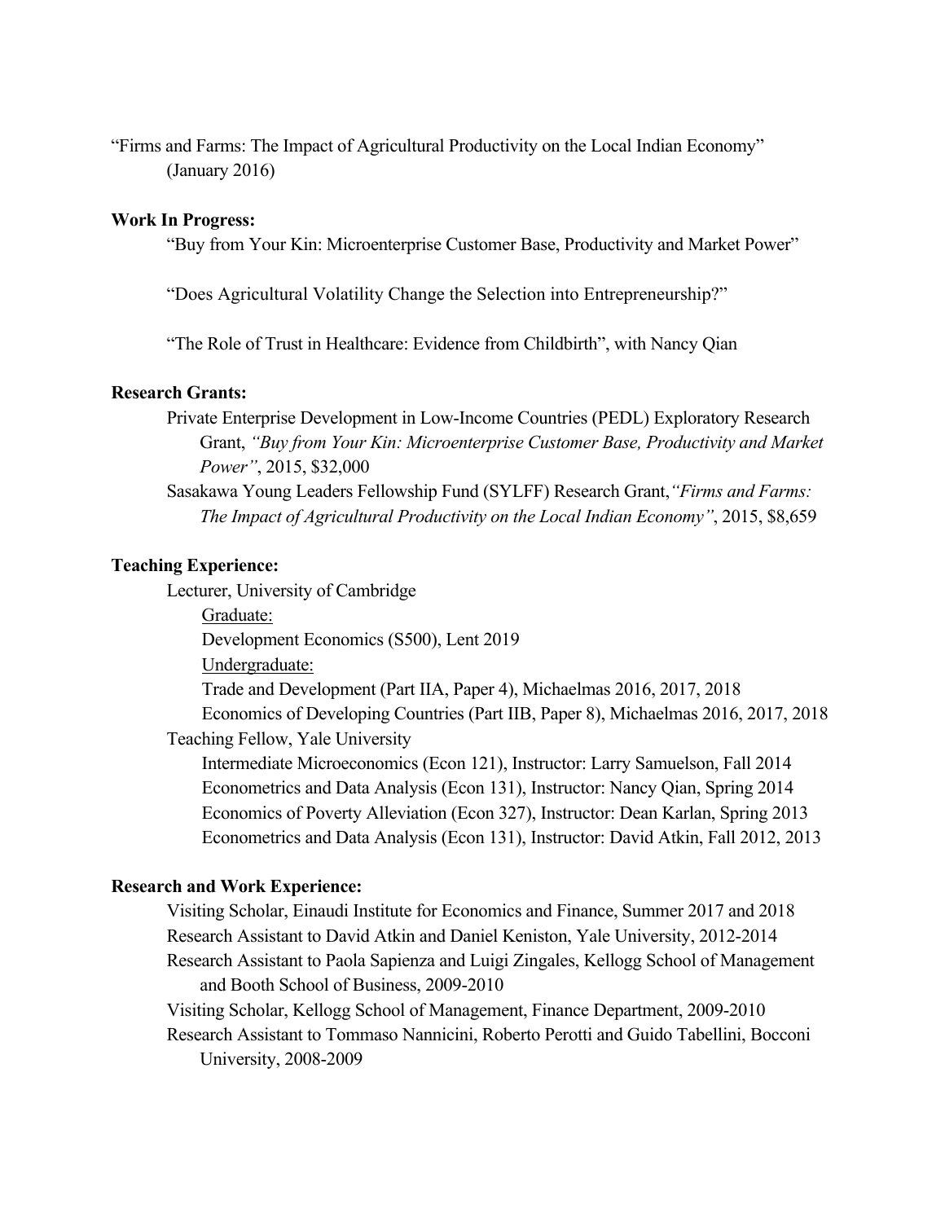"Firms and Farms: The Impact of Agricultural Productivity on the Local Indian Economy" (January 2016)

**Work In Progress:**

"Buy from Your Kin: Microenterprise Customer Base, Productivity and Market Power"

"Does Agricultural Volatility Change the Selection into Entrepreneurship?"

"The Role of Trust in Healthcare: Evidence from Childbirth", with Nancy Qian

**Research Grants:**

Private Enterprise Development in Low-Income Countries (PEDL) Exploratory Research Grant, *"Buy from Your Kin: Microenterprise Customer Base, Productivity and Market Power"*, 2015, $32,000

Sasakawa Young Leaders Fellowship Fund (SYLFF) Research Grant, *"Firms and Farms: The Impact of Agricultural Productivity on the Local Indian Economy"*, 2015, $8,659

**Teaching Experience:**

Lecturer, University of Cambridge

Graduate:

Development Economics (S500), Lent 2019

Undergraduate:

Trade and Development (Part IIA, Paper 4), Michaelmas 2016, 2017, 2018

Economics of Developing Countries (Part IIB, Paper 8), Michaelmas 2016, 2017, 2018

Teaching Fellow, Yale University

Intermediate Microeconomics (Econ 121), Instructor: Larry Samuelson, Fall 2014

Econometrics and Data Analysis (Econ 131), Instructor: Nancy Qian, Spring 2014

Economics of Poverty Alleviation (Econ 327), Instructor: Dean Karlan, Spring 2013

Econometrics and Data Analysis (Econ 131), Instructor: David Atkin, Fall 2012, 2013

**Research and Work Experience:**

Visiting Scholar, Einaudi Institute for Economics and Finance, Summer 2017 and 2018

Research Assistant to David Atkin and Daniel Keniston, Yale University, 2012-2014

Research Assistant to Paola Sapienza and Luigi Zingales, Kellogg School of Management and Booth School of Business, 2009-2010

Visiting Scholar, Kellogg School of Management, Finance Department, 2009-2010

Research Assistant to Tommaso Nannicini, Roberto Perotti and Guido Tabellini, Bocconi University, 2008-2009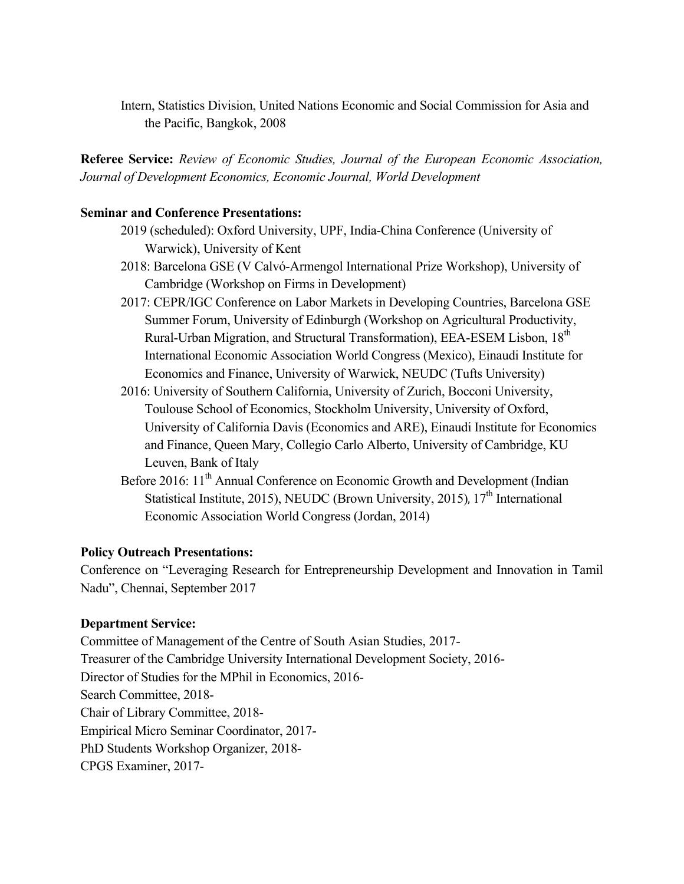Intern, Statistics Division, United Nations Economic and Social Commission for Asia and the Pacific, Bangkok, 2008

**Referee Service:** *Review of Economic Studies, Journal of the European Economic Association, Journal of Development Economics, Economic Journal, World Development*

**Seminar and Conference Presentations:**

- 2019 (scheduled): Oxford University, UPF, India-China Conference (University of Warwick), University of Kent
- 2018: Barcelona GSE (V Calvó-Armengol International Prize Workshop), University of Cambridge (Workshop on Firms in Development)
- 2017: CEPR/IGC Conference on Labor Markets in Developing Countries, Barcelona GSE Summer Forum, University of Edinburgh (Workshop on Agricultural Productivity, Rural-Urban Migration, and Structural Transformation), EEA-ESEM Lisbon, 18th International Economic Association World Congress (Mexico), Einaudi Institute for Economics and Finance, University of Warwick, NEUDC (Tufts University)
- 2016: University of Southern California, University of Zurich, Bocconi University, Toulouse School of Economics, Stockholm University, University of Oxford, University of California Davis (Economics and ARE), Einaudi Institute for Economics and Finance, Queen Mary, Collegio Carlo Alberto, University of Cambridge, KU Leuven, Bank of Italy
- Before 2016: 11th Annual Conference on Economic Growth and Development (Indian Statistical Institute, 2015), NEUDC (Brown University, 2015), 17th International Economic Association World Congress (Jordan, 2014)

**Policy Outreach Presentations:**

Conference on "Leveraging Research for Entrepreneurship Development and Innovation in Tamil Nadu", Chennai, September 2017

**Department Service:**

Committee of Management of the Centre of South Asian Studies, 2017-
Treasurer of the Cambridge University International Development Society, 2016-
Director of Studies for the MPhil in Economics, 2016-
Search Committee, 2018-
Chair of Library Committee, 2018-
Empirical Micro Seminar Coordinator, 2017-
PhD Students Workshop Organizer, 2018-
CPGS Examiner, 2017-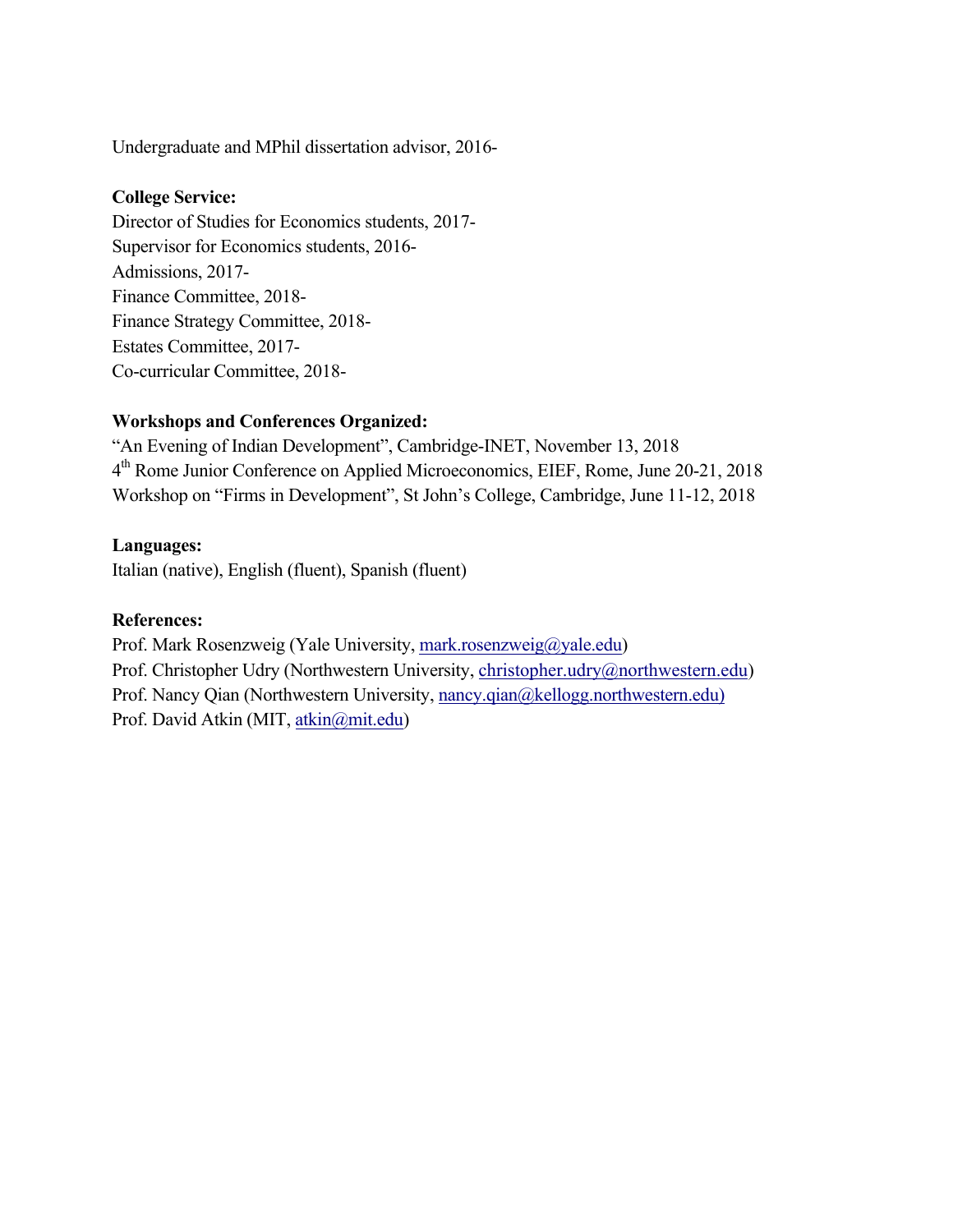Undergraduate and MPhil dissertation advisor, 2016-

**College Service:**
Director of Studies for Economics students, 2017-
Supervisor for Economics students, 2016-
Admissions, 2017-
Finance Committee, 2018-
Finance Strategy Committee, 2018-
Estates Committee, 2017-
Co-curricular Committee, 2018-

**Workshops and Conferences Organized:**
"An Evening of Indian Development", Cambridge-INET, November 13, 2018
4th Rome Junior Conference on Applied Microeconomics, EIEF, Rome, June 20-21, 2018
Workshop on "Firms in Development", St John's College, Cambridge, June 11-12, 2018

**Languages:**
Italian (native), English (fluent), Spanish (fluent)

**References:**
Prof. Mark Rosenzweig (Yale University, mark.rosenzweig@yale.edu)
Prof. Christopher Udry (Northwestern University, christopher.udry@northwestern.edu)
Prof. Nancy Qian (Northwestern University, nancy.qian@kellogg.northwestern.edu)
Prof. David Atkin (MIT, atkin@mit.edu)